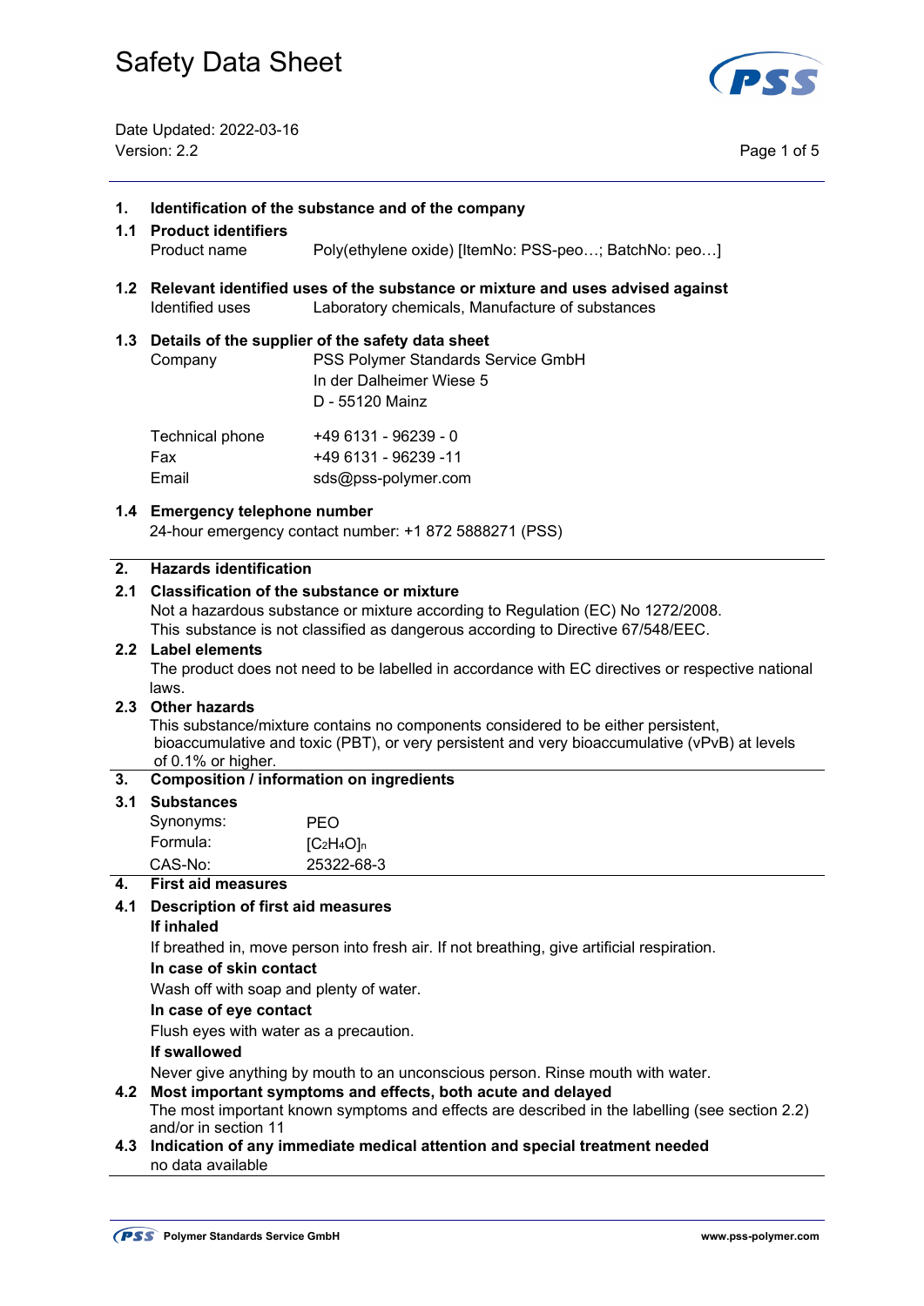# Safety Data Sheet

Date Updated: 2022-03-16
Version: 2.2

## 1. Identification of the substance and of the company

### 1.1 Product identifiers

| | |
|---|---|
| Product name | Poly(ethylene oxide) [ItemNo: PSS-peo…; BatchNo: peo…] |

### 1.2 Relevant identified uses of the substance or mixture and uses advised against

| | |
|---|---|
| Identified uses | Laboratory chemicals, Manufacture of substances |

### 1.3 Details of the supplier of the safety data sheet

| | |
|---|---|
| Company | PSS Polymer Standards Service GmbH<br>In der Dalheimer Wiese 5<br>D - 55120 Mainz |
| Technical phone | +49 6131 - 96239 - 0 |
| Fax | +49 6131 - 96239 -11 |
| Email | sds@pss-polymer.com |

### 1.4 Emergency telephone number

24-hour emergency contact number: +1 872 5888271 (PSS)

## 2. Hazards identification

### 2.1 Classification of the substance or mixture

Not a hazardous substance or mixture according to Regulation (EC) No 1272/2008.
This substance is not classified as dangerous according to Directive 67/548/EEC.

### 2.2 Label elements

The product does not need to be labelled in accordance with EC directives or respective national laws.

### 2.3 Other hazards

This substance/mixture contains no components considered to be either persistent, bioaccumulative and toxic (PBT), or very persistent and very bioaccumulative (vPvB) at levels of 0.1% or higher.

## 3. Composition / information on ingredients

### 3.1 Substances

| | |
|---|---|
| Synonyms: | PEO |
| Formula: | $[C_2H_4O]_n$ |
| CAS-No: | 25322-68-3 |

## 4. First aid measures

### 4.1 Description of first aid measures

**If inhaled**

If breathed in, move person into fresh air. If not breathing, give artificial respiration.

**In case of skin contact**

Wash off with soap and plenty of water.

**In case of eye contact**

Flush eyes with water as a precaution.

**If swallowed**

Never give anything by mouth to an unconscious person. Rinse mouth with water.

### 4.2 Most important symptoms and effects, both acute and delayed

The most important known symptoms and effects are described in the labelling (see section 2.2) and/or in section 11

### 4.3 Indication of any immediate medical attention and special treatment needed

no data available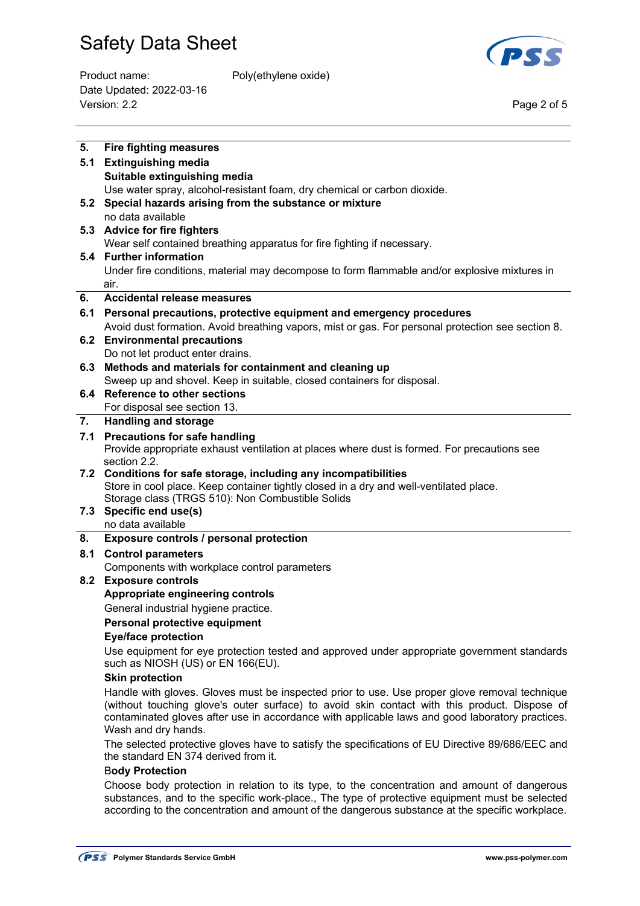## 5. Fire fighting measures

### 5.1 Extinguishing media

**Suitable extinguishing media**

Use water spray, alcohol-resistant foam, dry chemical or carbon dioxide.

### 5.2 Special hazards arising from the substance or mixture

no data available

### 5.3 Advice for fire fighters

Wear self contained breathing apparatus for fire fighting if necessary.

### 5.4 Further information

Under fire conditions, material may decompose to form flammable and/or explosive mixtures in air.

## 6. Accidental release measures

### 6.1 Personal precautions, protective equipment and emergency procedures

Avoid dust formation. Avoid breathing vapors, mist or gas. For personal protection see section 8.

### 6.2 Environmental precautions

Do not let product enter drains.

### 6.3 Methods and materials for containment and cleaning up

Sweep up and shovel. Keep in suitable, closed containers for disposal.

### 6.4 Reference to other sections

For disposal see section 13.

## 7. Handling and storage

### 7.1 Precautions for safe handling

Provide appropriate exhaust ventilation at places where dust is formed. For precautions see section 2.2.

### 7.2 Conditions for safe storage, including any incompatibilities

Store in cool place. Keep container tightly closed in a dry and well-ventilated place.
Storage class (TRGS 510): Non Combustible Solids

### 7.3 Specific end use(s)

no data available

## 8. Exposure controls / personal protection

### 8.1 Control parameters

Components with workplace control parameters

### 8.2 Exposure controls

**Appropriate engineering controls**

General industrial hygiene practice.

**Personal protective equipment**

**Eye/face protection**

Use equipment for eye protection tested and approved under appropriate government standards such as NIOSH (US) or EN 166(EU).

**Skin protection**

Handle with gloves. Gloves must be inspected prior to use. Use proper glove removal technique (without touching glove's outer surface) to avoid skin contact with this product. Dispose of contaminated gloves after use in accordance with applicable laws and good laboratory practices. Wash and dry hands.

The selected protective gloves have to satisfy the specifications of EU Directive 89/686/EEC and the standard EN 374 derived from it.

**Body Protection**

Choose body protection in relation to its type, to the concentration and amount of dangerous substances, and to the specific work-place., The type of protective equipment must be selected according to the concentration and amount of the dangerous substance at the specific workplace.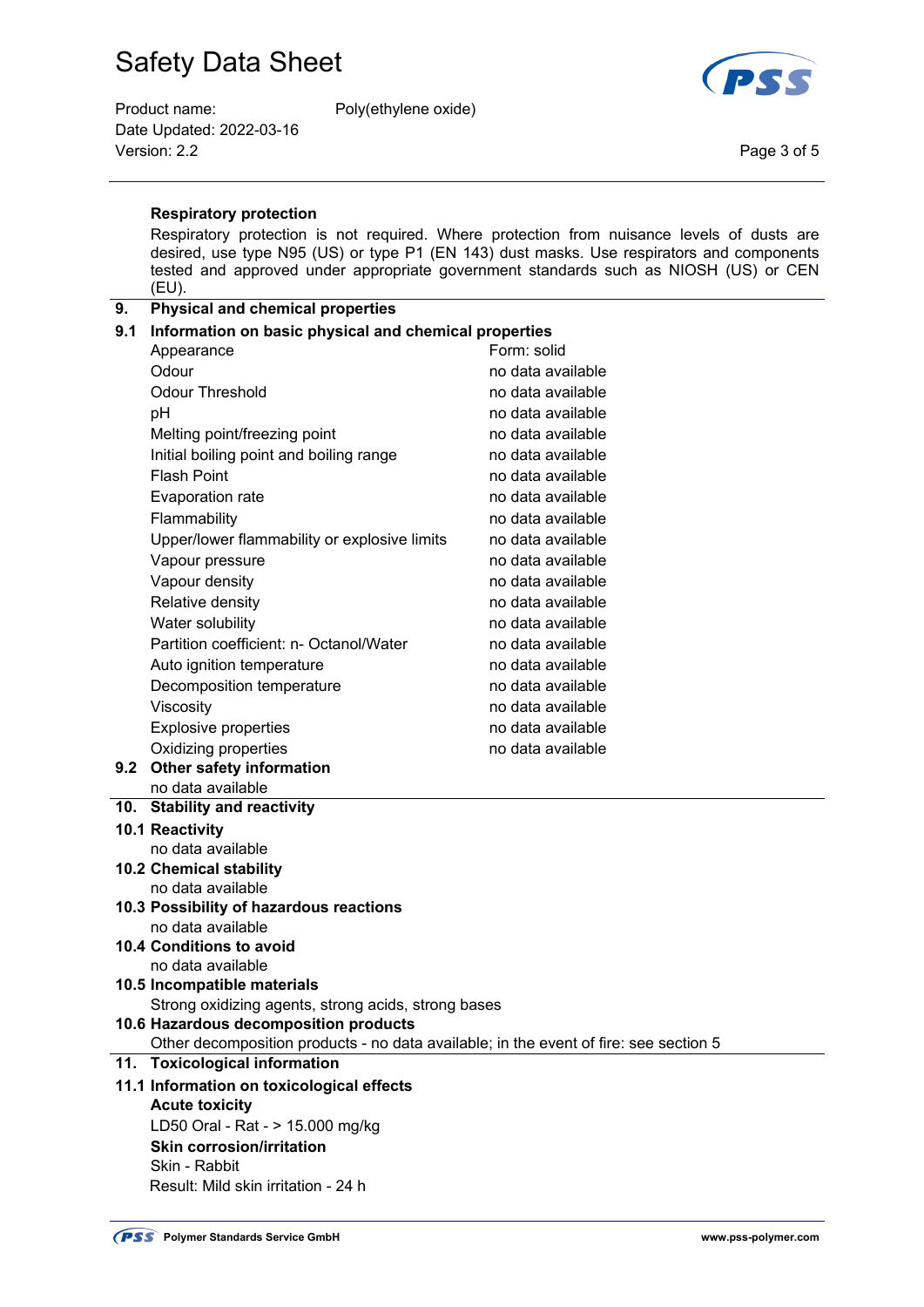**Respiratory protection**

Respiratory protection is not required. Where protection from nuisance levels of dusts are desired, use type N95 (US) or type P1 (EN 143) dust masks. Use respirators and components tested and approved under appropriate government standards such as NIOSH (US) or CEN (EU).

## 9. Physical and chemical properties

### 9.1 Information on basic physical and chemical properties

| Property | Value |
|---|---|
| Appearance | Form: solid |
| Odour | no data available |
| Odour Threshold | no data available |
| pH | no data available |
| Melting point/freezing point | no data available |
| Initial boiling point and boiling range | no data available |
| Flash Point | no data available |
| Evaporation rate | no data available |
| Flammability | no data available |
| Upper/lower flammability or explosive limits | no data available |
| Vapour pressure | no data available |
| Vapour density | no data available |
| Relative density | no data available |
| Water solubility | no data available |
| Partition coefficient: n- Octanol/Water | no data available |
| Auto ignition temperature | no data available |
| Decomposition temperature | no data available |
| Viscosity | no data available |
| Explosive properties | no data available |
| Oxidizing properties | no data available |

### 9.2 Other safety information

no data available

## 10. Stability and reactivity

### 10.1 Reactivity

no data available

### 10.2 Chemical stability

no data available

### 10.3 Possibility of hazardous reactions

no data available

### 10.4 Conditions to avoid

no data available

### 10.5 Incompatible materials

Strong oxidizing agents, strong acids, strong bases

### 10.6 Hazardous decomposition products

Other decomposition products - no data available; in the event of fire: see section 5

## 11. Toxicological information

### 11.1 Information on toxicological effects

**Acute toxicity**

LD50 Oral - Rat - > 15.000 mg/kg

**Skin corrosion/irritation**

Skin - Rabbit

Result: Mild skin irritation - 24 h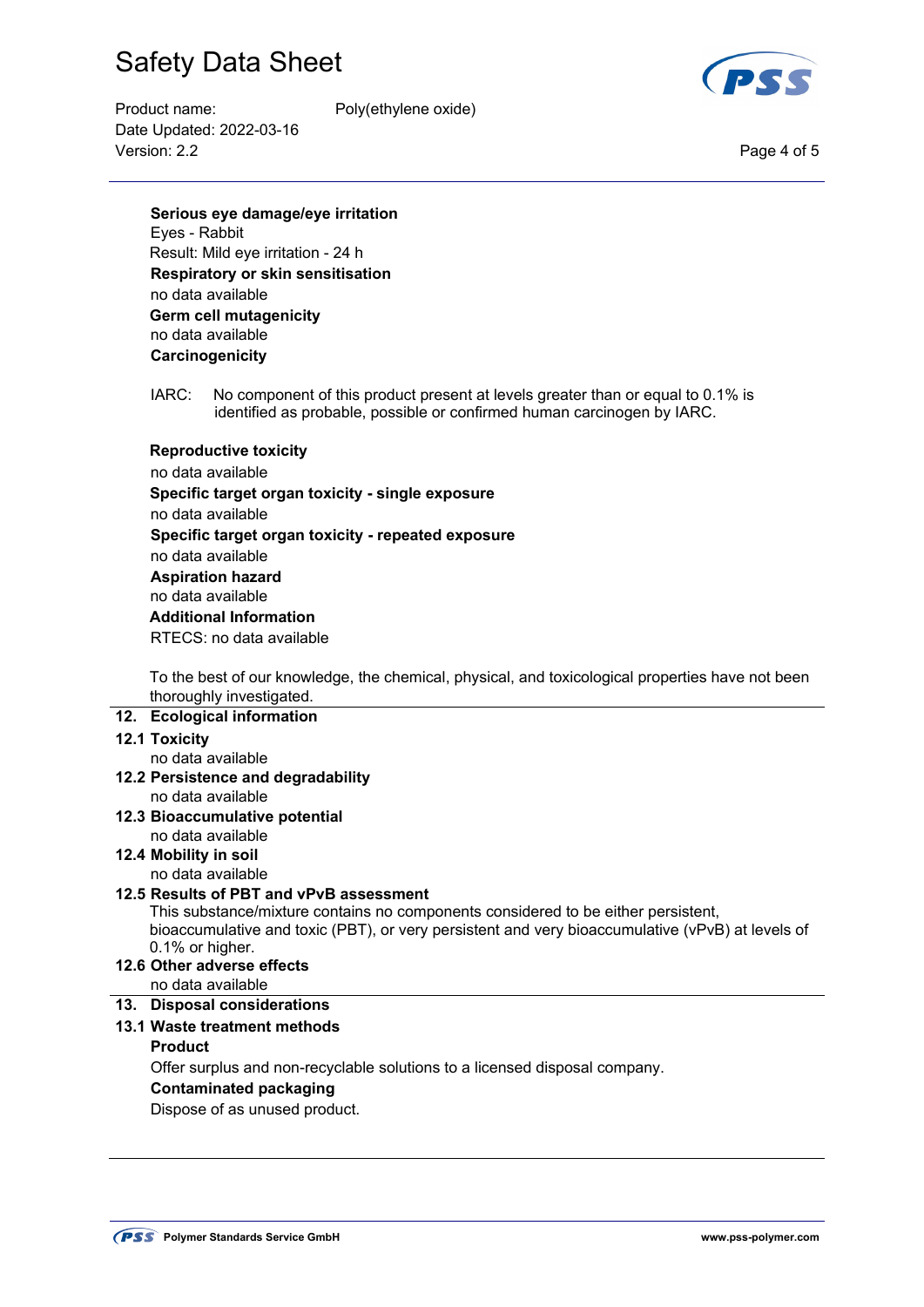**Serious eye damage/eye irritation**

Eyes - Rabbit

Result: Mild eye irritation - 24 h

**Respiratory or skin sensitisation**

no data available

**Germ cell mutagenicity**

no data available

**Carcinogenicity**

IARC: No component of this product present at levels greater than or equal to 0.1% is identified as probable, possible or confirmed human carcinogen by IARC.

**Reproductive toxicity**

no data available

**Specific target organ toxicity - single exposure**

no data available

**Specific target organ toxicity - repeated exposure**

no data available

**Aspiration hazard**

no data available

**Additional Information**

RTECS: no data available

To the best of our knowledge, the chemical, physical, and toxicological properties have not been thoroughly investigated.

## 12. Ecological information

### 12.1 Toxicity

no data available

### 12.2 Persistence and degradability

no data available

### 12.3 Bioaccumulative potential

no data available

### 12.4 Mobility in soil

no data available

### 12.5 Results of PBT and vPvB assessment

This substance/mixture contains no components considered to be either persistent, bioaccumulative and toxic (PBT), or very persistent and very bioaccumulative (vPvB) at levels of 0.1% or higher.

### 12.6 Other adverse effects

no data available

## 13. Disposal considerations

### 13.1 Waste treatment methods

**Product**

Offer surplus and non-recyclable solutions to a licensed disposal company.

**Contaminated packaging**

Dispose of as unused product.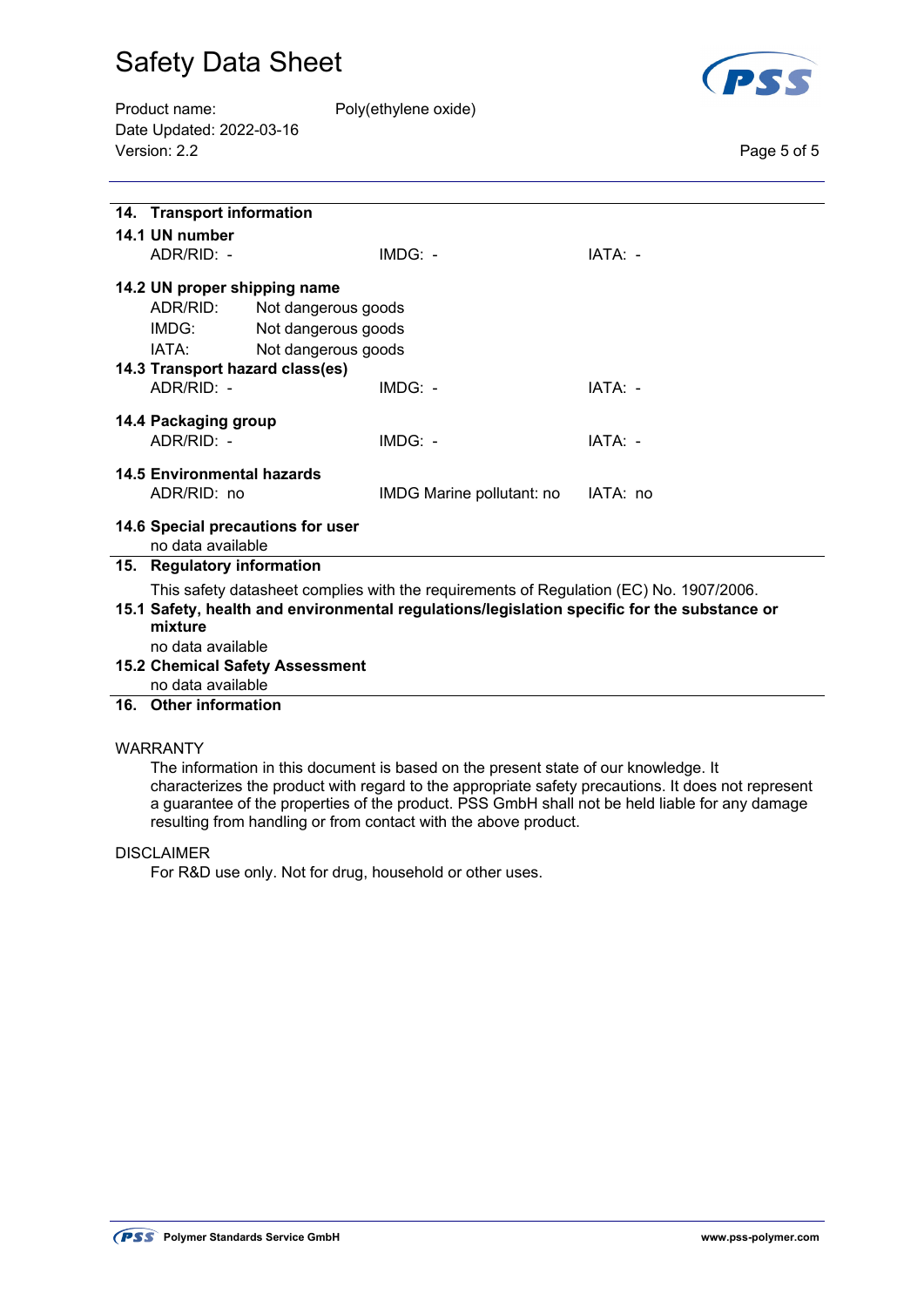## 14. Transport information

### 14.1 UN number

| | | |
|---|---|---|
| ADR/RID: - | IMDG: - | IATA: - |

### 14.2 UN proper shipping name

| | |
|---|---|
| ADR/RID: | Not dangerous goods |
| IMDG: | Not dangerous goods |
| IATA: | Not dangerous goods |

### 14.3 Transport hazard class(es)

| | | |
|---|---|---|
| ADR/RID: - | IMDG: - | IATA: - |

### 14.4 Packaging group

| | | |
|---|---|---|
| ADR/RID: - | IMDG: - | IATA: - |

### 14.5 Environmental hazards

| | | |
|---|---|---|
| ADR/RID: no | IMDG Marine pollutant: no | IATA: no |

### 14.6 Special precautions for user

no data available

## 15. Regulatory information

This safety datasheet complies with the requirements of Regulation (EC) No. 1907/2006.

### 15.1 Safety, health and environmental regulations/legislation specific for the substance or mixture

no data available

### 15.2 Chemical Safety Assessment

no data available

## 16. Other information

WARRANTY

The information in this document is based on the present state of our knowledge. It characterizes the product with regard to the appropriate safety precautions. It does not represent a guarantee of the properties of the product. PSS GmbH shall not be held liable for any damage resulting from handling or from contact with the above product.

DISCLAIMER

For R&D use only. Not for drug, household or other uses.